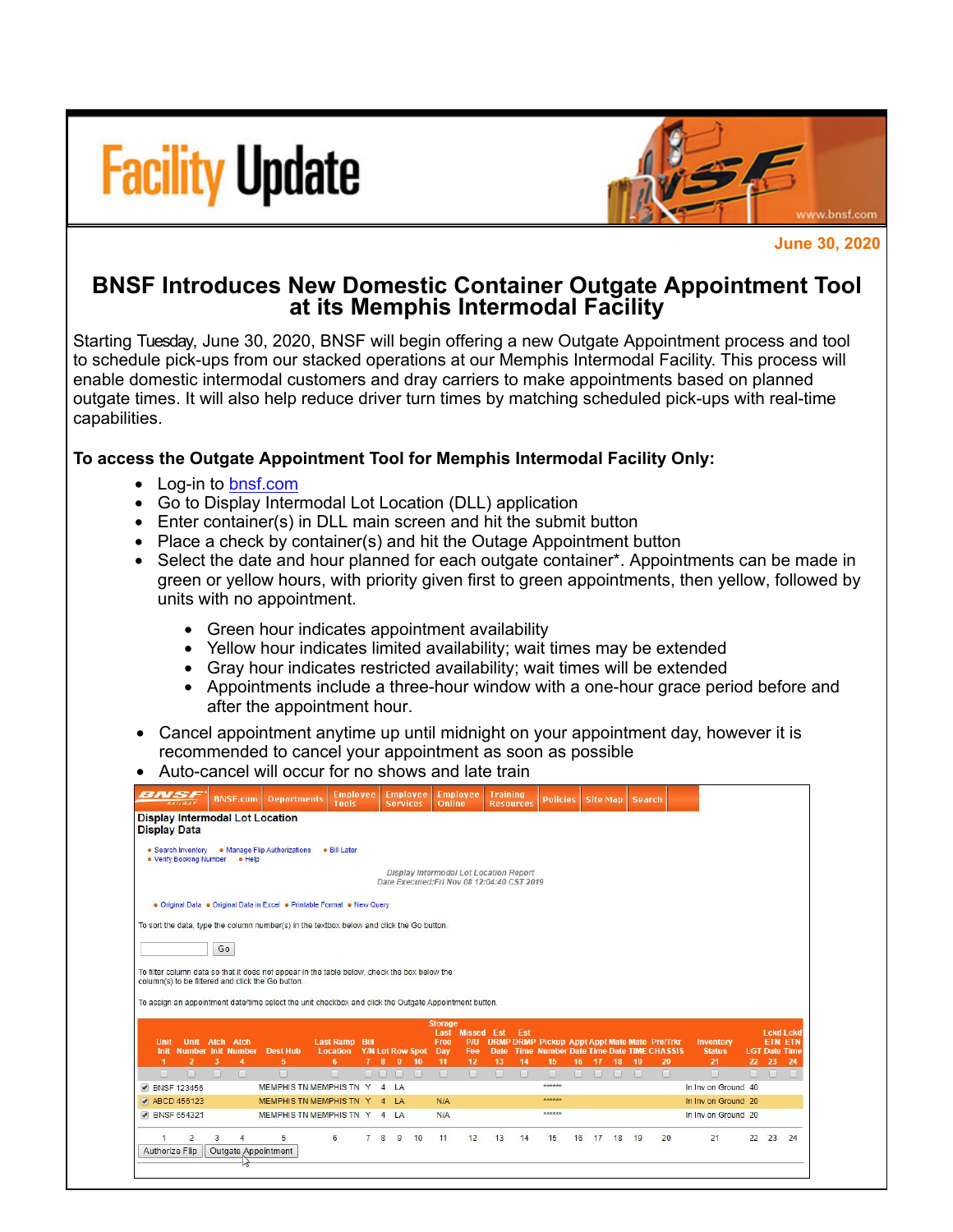# Facility Update

June 30, 2020

## BNSF Introduces New Domestic Container Outgate Appointment Tool at its Memphis Intermodal Facility

Starting Tuesday, June 30, 2020, BNSF will begin offering a new Outgate Appointment process and tool to schedule pick-ups from our stacked operations at our Memphis Intermodal Facility. This process will enable domestic intermodal customers and dray carriers to make appointments based on planned outgate times. It will also help reduce driver turn times by matching scheduled pick-ups with real-time capabilities.

**To access the Outgate Appointment Tool for Memphis Intermodal Facility Only:**

- Log-in to bnsf.com
- Go to Display Intermodal Lot Location (DLL) application
- Enter container(s) in DLL main screen and hit the submit button
- Place a check by container(s) and hit the Outage Appointment button
- Select the date and hour planned for each outgate container*. Appointments can be made in green or yellow hours, with priority given first to green appointments, then yellow, followed by units with no appointment.
  - Green hour indicates appointment availability
  - Yellow hour indicates limited availability; wait times may be extended
  - Gray hour indicates restricted availability; wait times will be extended
  - Appointments include a three-hour window with a one-hour grace period before and after the appointment hour.
- Cancel appointment anytime up until midnight on your appointment day, however it is recommended to cancel your appointment as soon as possible
- Auto-cancel will occur for no shows and late train

BNSF.com | Departments | Employee Tools | Employee Services | Employee Online | Training Resources | Policies | Site Map | Search

**Display Intermodal Lot Location**
**Display Data**

- Search Inventory
- Manage Flip Authorizations
- Bill Later
- Verify Booking Number
- Help

*Display Intermodal Lot Location Report*
*Date Executed:Fri Nov 08 12:04:40 CST 2019*

- Original Data
- Original Data in Excel
- Printable Format
- New Query

To sort the data, type the column number(s) in the textbox below and click the Go button.

Go

To filter column data so that it does not appear in the table below, check the box below the column(s) to be filtered and click the Go button.

To assign an appointment date/time select the unit checkbox and click the Outgate Appointment button.

| Unit Init | Unit Number | Atch Init | Atch Number | Dest Hub | Last Ramp Location | Bill Y/N | Lot | Row | Spot | Storage Last Free Day | Missed P/U Fee | Est DRMP Date | Est DRMP Time | Pickup Number | Appt Date | Appt Time | Mate Date | Mate TIME | Pre/Trlr CHASSIS | Inventory Status | LGT | Lckd ETN Date | Lckd ETN Time |
|---|---|---|---|---|---|---|---|---|---|---|---|---|---|---|---|---|---|---|---|---|---|---|---|
| 1 | 2 | 3 | 4 | 5 | 6 | 7 | 8 | 9 | 10 | 11 | 12 | 13 | 14 | 15 | 16 | 17 | 18 | 19 | 20 | 21 | 22 | 23 | 24 |
| BNSF | 123456 | | | MEMPHIS TN | MEMPHIS TN | Y | 4 | LA | | | | | | ****** | | | | | | In Inv on Ground | 40 | | |
| ABCD | 456123 | | | MEMPHIS TN | MEMPHIS TN | Y | 4 | LA | | N/A | | | | ****** | | | | | | In Inv on Ground | 20 | | |
| BNSF | 654321 | | | MEMPHIS TN | MEMPHIS TN | Y | 4 | LA | | N/A | | | | ****** | | | | | | In Inv on Ground | 20 | | |

Authorize Flip | Outgate Appointment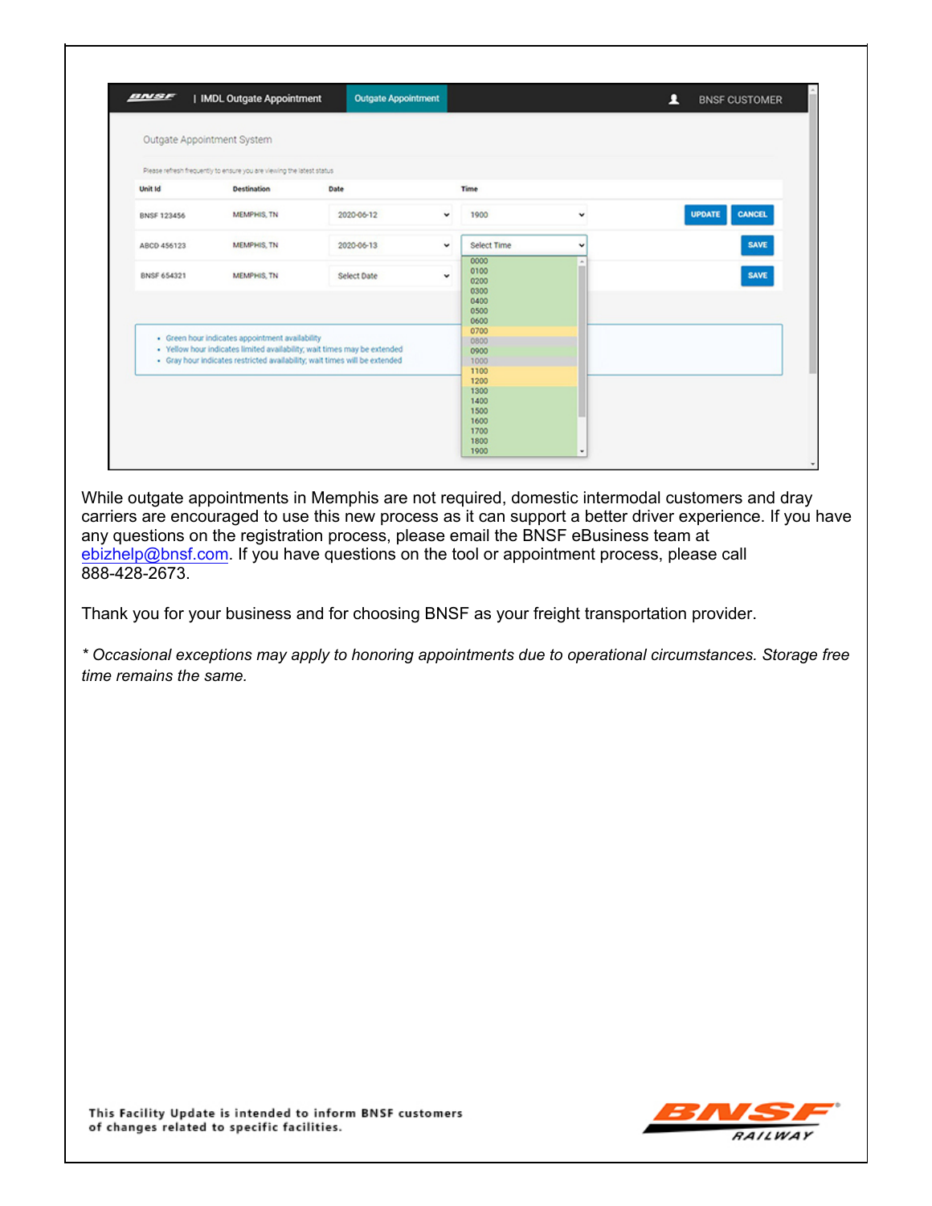While outgate appointments in Memphis are not required, domestic intermodal customers and dray carriers are encouraged to use this new process as it can support a better driver experience. If you have any questions on the registration process, please email the BNSF eBusiness team at ebizhelp@bnsf.com. If you have questions on the tool or appointment process, please call 888-428-2673.

Thank you for your business and for choosing BNSF as your freight transportation provider.

*\* Occasional exceptions may apply to honoring appointments due to operational circumstances. Storage free time remains the same.*

**This Facility Update is intended to inform BNSF customers of changes related to specific facilities.**